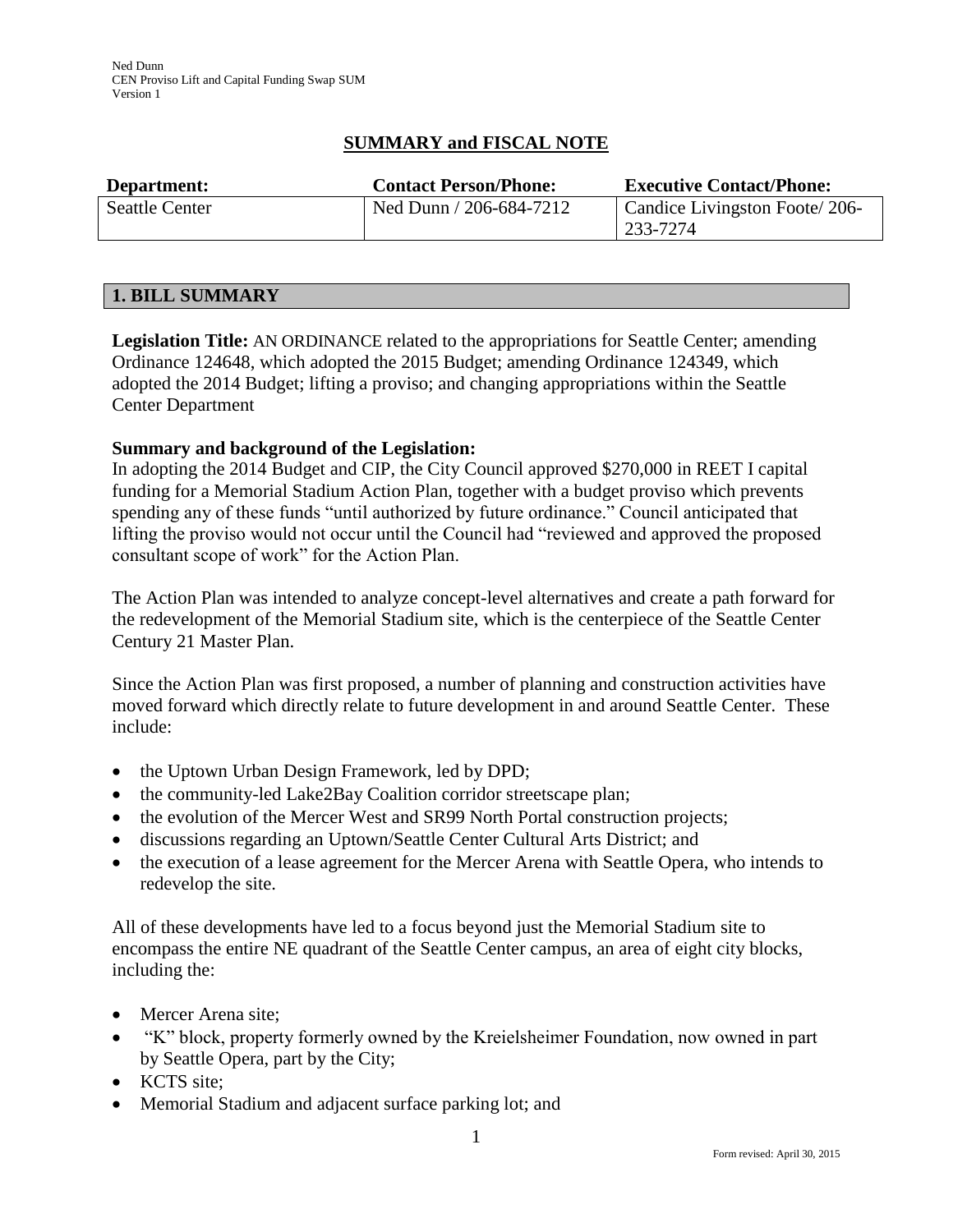# SUMMARY and FISCAL NOTE

| Department: | Contact Person/Phone: | Executive Contact/Phone: |
|---|---|---|
| Seattle Center | Ned Dunn / 206-684-7212 | Candice Livingston Foote/ 206-233-7274 |

## 1. BILL SUMMARY

**Legislation Title:** AN ORDINANCE related to the appropriations for Seattle Center; amending Ordinance 124648, which adopted the 2015 Budget; amending Ordinance 124349, which adopted the 2014 Budget; lifting a proviso; and changing appropriations within the Seattle Center Department

**Summary and background of the Legislation:**
In adopting the 2014 Budget and CIP, the City Council approved $270,000 in REET I capital funding for a Memorial Stadium Action Plan, together with a budget proviso which prevents spending any of these funds "until authorized by future ordinance." Council anticipated that lifting the proviso would not occur until the Council had "reviewed and approved the proposed consultant scope of work" for the Action Plan.

The Action Plan was intended to analyze concept-level alternatives and create a path forward for the redevelopment of the Memorial Stadium site, which is the centerpiece of the Seattle Center Century 21 Master Plan.

Since the Action Plan was first proposed, a number of planning and construction activities have moved forward which directly relate to future development in and around Seattle Center. These include:

- the Uptown Urban Design Framework, led by DPD;
- the community-led Lake2Bay Coalition corridor streetscape plan;
- the evolution of the Mercer West and SR99 North Portal construction projects;
- discussions regarding an Uptown/Seattle Center Cultural Arts District; and
- the execution of a lease agreement for the Mercer Arena with Seattle Opera, who intends to redevelop the site.

All of these developments have led to a focus beyond just the Memorial Stadium site to encompass the entire NE quadrant of the Seattle Center campus, an area of eight city blocks, including the:

- Mercer Arena site;
- "K" block, property formerly owned by the Kreielsheimer Foundation, now owned in part by Seattle Opera, part by the City;
- KCTS site;
- Memorial Stadium and adjacent surface parking lot; and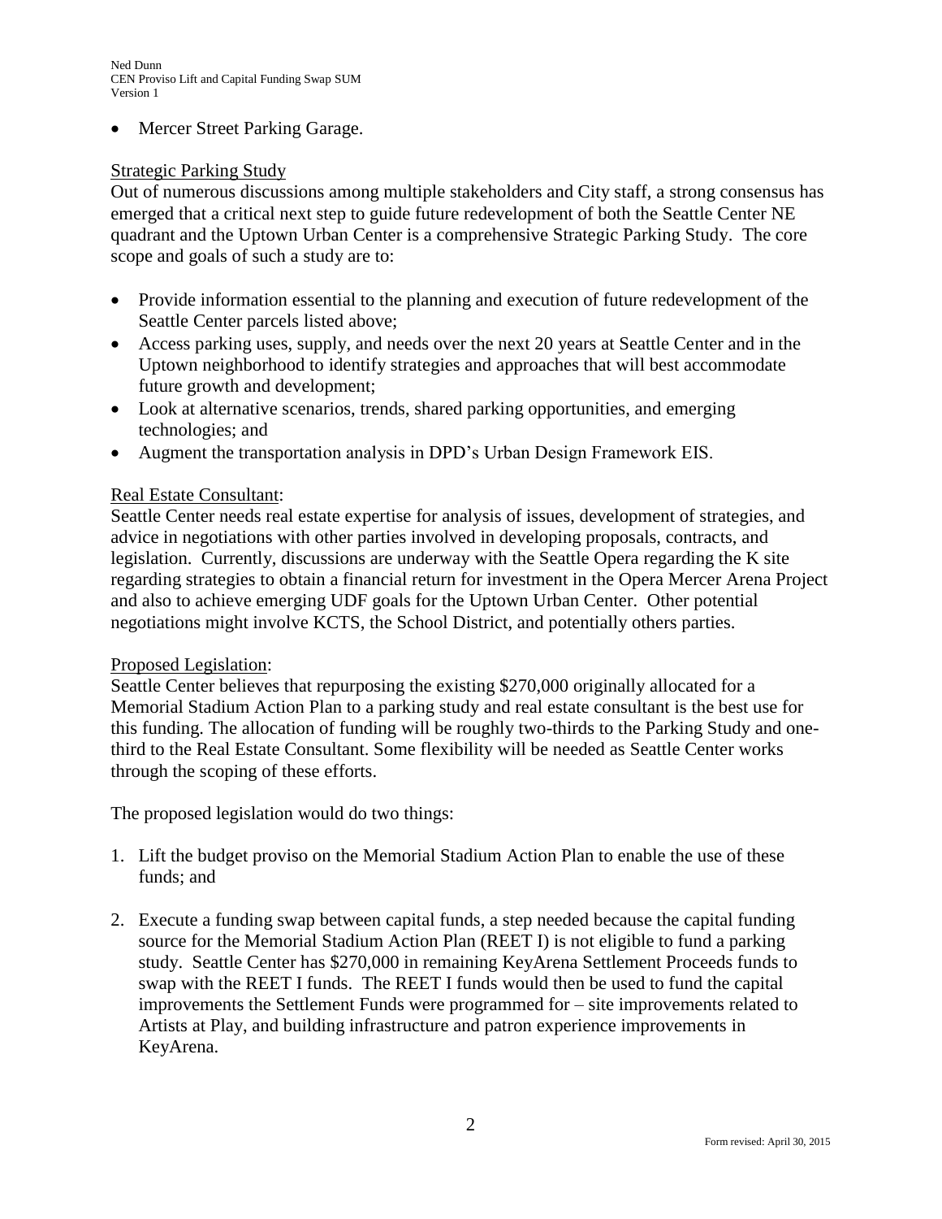- Mercer Street Parking Garage.

Strategic Parking Study

Out of numerous discussions among multiple stakeholders and City staff, a strong consensus has emerged that a critical next step to guide future redevelopment of both the Seattle Center NE quadrant and the Uptown Urban Center is a comprehensive Strategic Parking Study. The core scope and goals of such a study are to:

- Provide information essential to the planning and execution of future redevelopment of the Seattle Center parcels listed above;
- Access parking uses, supply, and needs over the next 20 years at Seattle Center and in the Uptown neighborhood to identify strategies and approaches that will best accommodate future growth and development;
- Look at alternative scenarios, trends, shared parking opportunities, and emerging technologies; and
- Augment the transportation analysis in DPD's Urban Design Framework EIS.

Real Estate Consultant:

Seattle Center needs real estate expertise for analysis of issues, development of strategies, and advice in negotiations with other parties involved in developing proposals, contracts, and legislation. Currently, discussions are underway with the Seattle Opera regarding the K site regarding strategies to obtain a financial return for investment in the Opera Mercer Arena Project and also to achieve emerging UDF goals for the Uptown Urban Center. Other potential negotiations might involve KCTS, the School District, and potentially others parties.

Proposed Legislation:

Seattle Center believes that repurposing the existing $270,000 originally allocated for a Memorial Stadium Action Plan to a parking study and real estate consultant is the best use for this funding. The allocation of funding will be roughly two-thirds to the Parking Study and one-third to the Real Estate Consultant. Some flexibility will be needed as Seattle Center works through the scoping of these efforts.

The proposed legislation would do two things:

1. Lift the budget proviso on the Memorial Stadium Action Plan to enable the use of these funds; and

2. Execute a funding swap between capital funds, a step needed because the capital funding source for the Memorial Stadium Action Plan (REET I) is not eligible to fund a parking study. Seattle Center has $270,000 in remaining KeyArena Settlement Proceeds funds to swap with the REET I funds. The REET I funds would then be used to fund the capital improvements the Settlement Funds were programmed for – site improvements related to Artists at Play, and building infrastructure and patron experience improvements in KeyArena.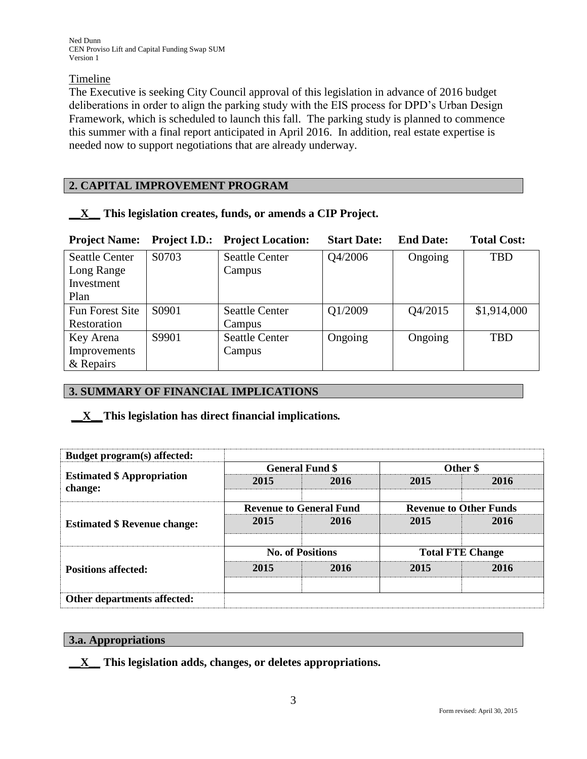Timeline

The Executive is seeking City Council approval of this legislation in advance of 2016 budget deliberations in order to align the parking study with the EIS process for DPD's Urban Design Framework, which is scheduled to launch this fall. The parking study is planned to commence this summer with a final report anticipated in April 2016. In addition, real estate expertise is needed now to support negotiations that are already underway.

## 2. CAPITAL IMPROVEMENT PROGRAM

**__X__ This legislation creates, funds, or amends a CIP Project.**

| Project Name: | Project I.D.: | Project Location: | Start Date: | End Date: | Total Cost: |
|---|---|---|---|---|---|
| Seattle Center Long Range Investment Plan | S0703 | Seattle Center Campus | Q4/2006 | Ongoing | TBD |
| Fun Forest Site Restoration | S0901 | Seattle Center Campus | Q1/2009 | Q4/2015 | $1,914,000 |
| Key Arena Improvements & Repairs | S9901 | Seattle Center Campus | Ongoing | Ongoing | TBD |

## 3. SUMMARY OF FINANCIAL IMPLICATIONS

**__X__ This legislation has direct financial implications.**

| Budget program(s) affected: | | | | |
|---|---|---|---|---|
| **Estimated $ Appropriation change:** | **General Fund $** | | **Other $** | |
| | **2015** | **2016** | **2015** | **2016** |
| | | | | |
| **Estimated $ Revenue change:** | **Revenue to General Fund** | | **Revenue to Other Funds** | |
| | **2015** | **2016** | **2015** | **2016** |
| | | | | |
| **Positions affected:** | **No. of Positions** | | **Total FTE Change** | |
| | **2015** | **2016** | **2015** | **2016** |
| | | | | |
| **Other departments affected:** | | | | |

### 3.a. Appropriations

**__X__ This legislation adds, changes, or deletes appropriations.**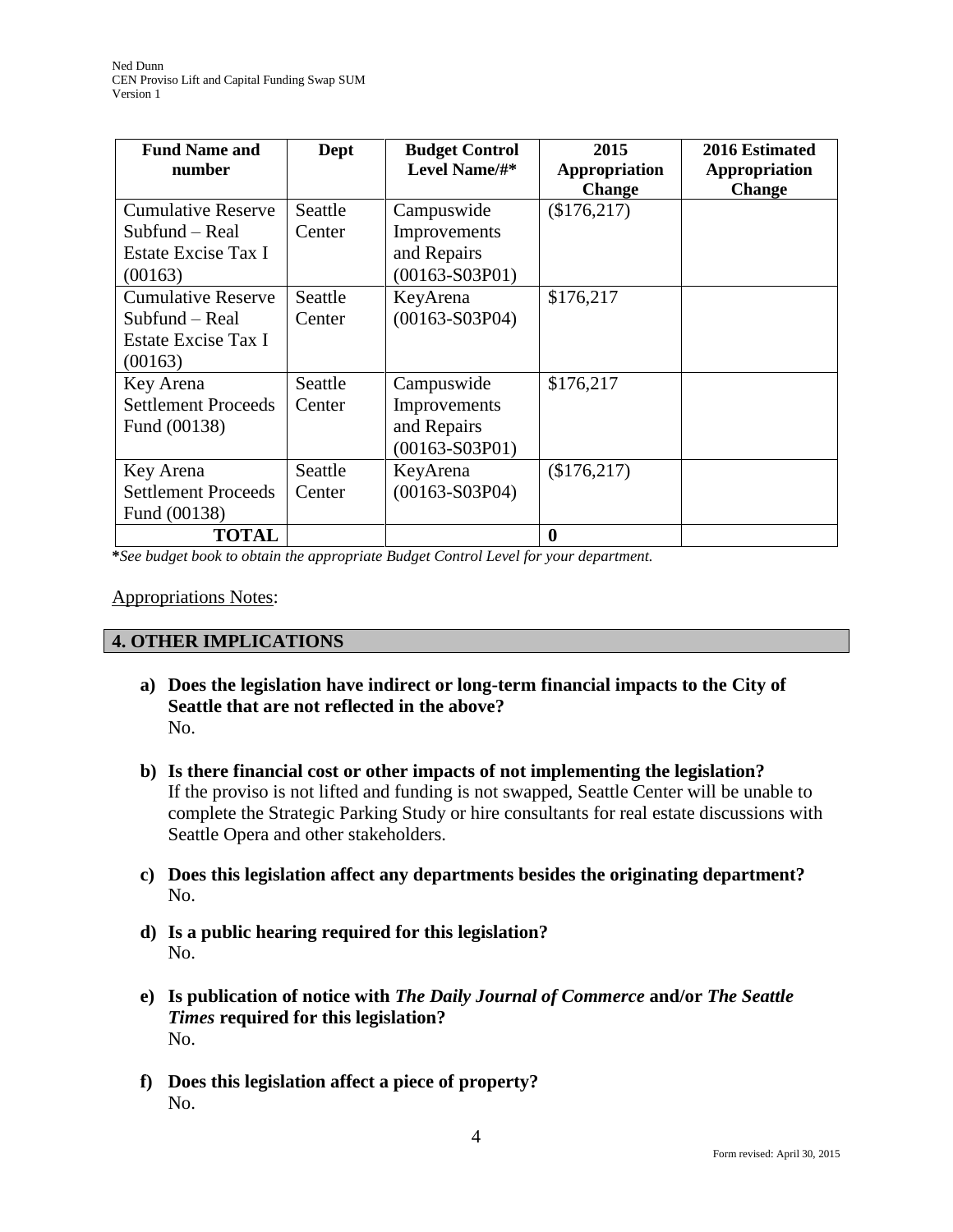| Fund Name and number | Dept | Budget Control Level Name/#* | 2015 Appropriation Change | 2016 Estimated Appropriation Change |
|---|---|---|---|---|
| Cumulative Reserve Subfund – Real Estate Excise Tax I (00163) | Seattle Center | Campuswide Improvements and Repairs (00163-S03P01) | ($176,217) | |
| Cumulative Reserve Subfund – Real Estate Excise Tax I (00163) | Seattle Center | KeyArena (00163-S03P04) | $176,217 | |
| Key Arena Settlement Proceeds Fund (00138) | Seattle Center | Campuswide Improvements and Repairs (00163-S03P01) | $176,217 | |
| Key Arena Settlement Proceeds Fund (00138) | Seattle Center | KeyArena (00163-S03P04) | ($176,217) | |
| **TOTAL** | | | **0** | |

***See budget book to obtain the appropriate Budget Control Level for your department.***

Appropriations Notes:

## 4. OTHER IMPLICATIONS

**a) Does the legislation have indirect or long-term financial impacts to the City of Seattle that are not reflected in the above?**
No.

**b) Is there financial cost or other impacts of not implementing the legislation?**
If the proviso is not lifted and funding is not swapped, Seattle Center will be unable to complete the Strategic Parking Study or hire consultants for real estate discussions with Seattle Opera and other stakeholders.

**c) Does this legislation affect any departments besides the originating department?**
No.

**d) Is a public hearing required for this legislation?**
No.

**e) Is publication of notice with *The Daily Journal of Commerce* and/or *The Seattle Times* required for this legislation?**
No.

**f) Does this legislation affect a piece of property?**
No.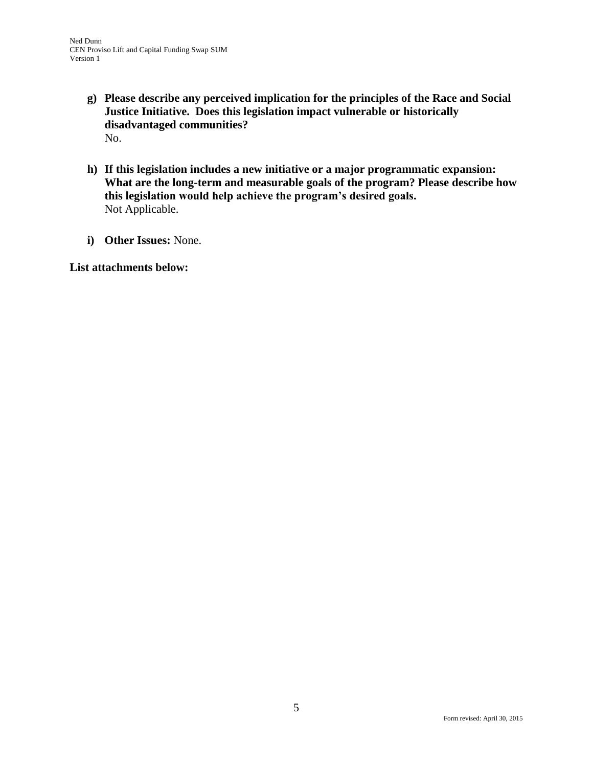**g) Please describe any perceived implication for the principles of the Race and Social Justice Initiative. Does this legislation impact vulnerable or historically disadvantaged communities?**
No.

**h) If this legislation includes a new initiative or a major programmatic expansion: What are the long-term and measurable goals of the program? Please describe how this legislation would help achieve the program's desired goals.**
Not Applicable.

**i) Other Issues:** None.

**List attachments below:**